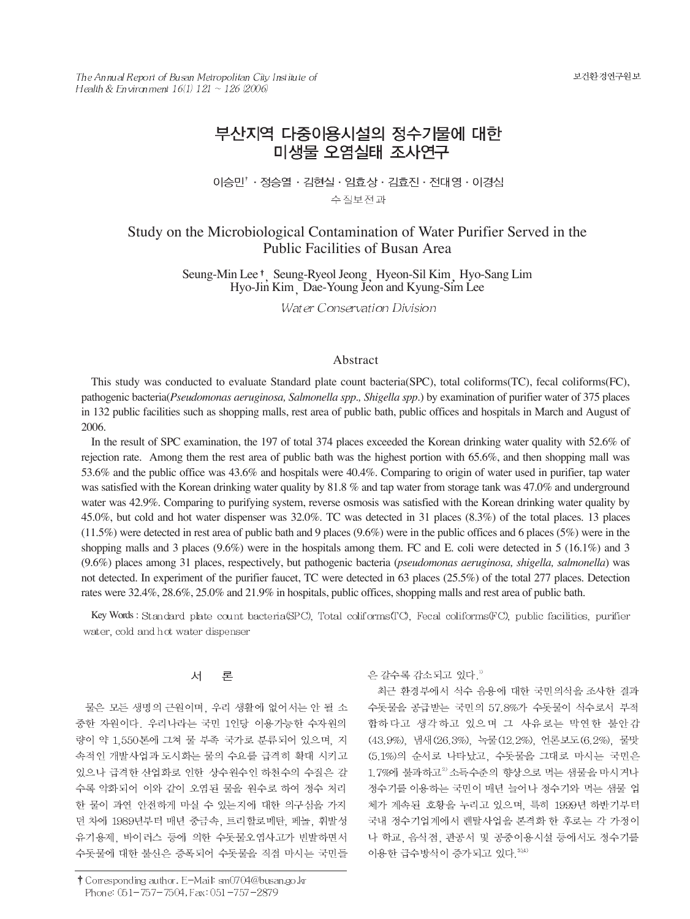# 부산지역 다중이용시설의 정수기물에 대한 미생물 오염실태 조사연구

이승민† · 정승열 · 김현실 · 임효상 · 김효진 · 전대영 · 이경심

수질보전과

# Study on the Microbiological Contamination of Water Purifier Served in the Public Facilities of Busan Area

Seung-Min Lee†, Seung-Ryeol Jeong, Hyeon-Sil Kim, Hyo-Sang Lim, Hyo-Jin Kim, Dae-Young Jeon and Kyung-Sim Lee

*Water Conservation Division*

## Abstract

This study was conducted to evaluate Standard plate count bacteria(SPC), total coliforms(TC), fecal coliforms(FC), pathogenic bacteria(*Pseudomonas aeruginosa, Salmonella spp., Shigella spp.*) by examination of purifier water of 375 places in 132 public facilities such as shopping malls, rest area of public bath, public offices and hospitals in March and August of 2006.

In the result of SPC examination, the 197 of total 374 places exceeded the Korean drinking water quality with 52.6% of rejection rate. Among them the rest area of public bath was the highest portion with 65.6%, and then shopping mall was 53.6% and the public office was 43.6% and hospitals were 40.4%. Comparing to origin of water used in purifier, tap water was satisfied with the Korean drinking water quality by 81.8 % and tap water from storage tank was 47.0% and underground water was 42.9%. Comparing to purifying system, reverse osmosis was satisfied with the Korean drinking water quality by 45.0%, but cold and hot water dispenser was 32.0%. TC was detected in 31 places (8.3%) of the total places. 13 places (11.5%) were detected in rest area of public bath and 9 places (9.6%) were in the public offices and 6 places (5%) were in the shopping malls and 3 places (9.6%) were in the hospitals among them. FC and E. coli were detected in 5 (16.1%) and 3 (9.6%) places among 31 places, respectively, but pathogenic bacteria (*pseudomonas aeruginosa, shigella, salmonella*) was not detected. In experiment of the purifier faucet, TC were detected in 63 places (25.5%) of the total 277 places. Detection rates were 32.4%, 28.6%, 25.0% and 21.9% in hospitals, public offices, shopping malls and rest area of public bath.

**Key Words :** Standard plate count bacteria(SPC), Total coliforms(TC), Fecal coliforms(FC), public facilities, purifier water, cold and hot water dispenser

## 서 론

물은 모든 생명의 근원이며, 우리 생활에 없어서는 안 될 소중한 자원이다. 우리나라는 국민 1인당 이용가능한 수자원의 량이 약 1,550톤에 그쳐 물 부족 국가로 분류되어 있으며, 지속적인 개발사업과 도시화는 물의 수요를 급격히 확대 시키고 있으나 급격한 산업화로 인한 상수원수인 하천수의 수질은 갈수록 악화되어 이와 같이 오염된 물을 원수로 하여 정수 처리한 물이 과연 안전하게 마실 수 있는지에 대한 의구심을 가지던 차에 1989년부터 매년 중금속, 트리할로메탄, 페놀, 휘발성유기용제, 바이러스 등에 의한 수돗물오염사고가 빈발하면서 수돗물에 대한 불신은 증폭되어 수돗물을 직접 마시는 국민들은 갈수록 감소되고 있다.[1)]

최근 환경부에서 식수 음용에 대한 국민의식을 조사한 결과 수돗물을 공급받는 국민의 57.8%가 수돗물이 식수로서 부적합하다고 생각하고 있으며 그 사유로는 막연한 불안감(43.9%), 냄새(26.3%), 녹물(12.2%), 언론보도(6.2%), 물맛(5.1%)의 순서로 나타났고, 수돗물을 그대로 마시는 국민은 1.7%에 불과하고[2)] 소득수준의 향상으로 먹는 샘물을 마시거나 정수기를 이용하는 국민이 매년 늘어나 정수기와 먹는 샘물 업체가 계속된 호황을 누리고 있으며, 특히 1999년 하반기부터 국내 정수기업계에서 렌탈사업을 본격화 한 후로는 각 가정이나 학교, 음식점, 관공서 및 공중이용시설 등에서도 정수기를 이용한 급수방식이 증가되고 있다.[3)4)]

† Corresponding author. E-Mail: sm0704@busan.go.kr
Phone: 051-757-7504, Fax: 051-757-2879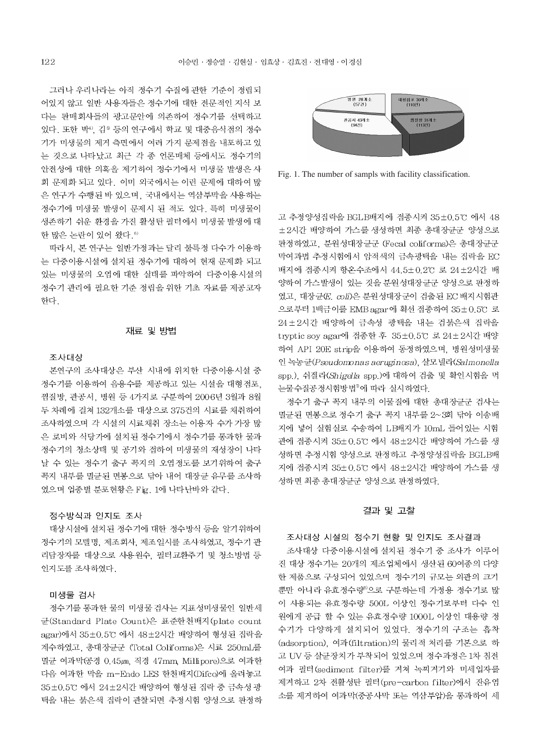그러나 우리나라는 아직 정수기 수질에 관한 기준이 정립되어있지 않고 일반 사용자들은 정수기에 대한 전문적인 지식 보다는 판매회사들의 광고문안에 의존하여 정수기를 선택하고 있다. 또한 박[4], 김[5] 등의 연구에서 학교 및 대중음식점의 정수기가 미생물의 제거 측면에서 여러 가지 문제점을 내포하고 있는 것으로 나타났고 최근 각 종 언론매체 등에서도 정수기의 안전성에 대한 의혹을 제기하여 정수기에서 미생물 발생은 사회 문제화 되고 있다. 이미 외국에서는 이런 문제에 대하여 많은 연구가 수행된 바 있으며, 국내에서는 역삼투막을 사용하는 정수기에 미생물 발생이 문제시 된 적도 있다. 특히 미생물이 생존하기 쉬운 환경을 가진 활성탄 필터에서 미생물 발생에 대한 많은 논란이 있어 왔다.[6]

따라서, 본 연구는 일반가정과는 달리 불특정 다수가 이용하는 다중이용시설에 설치된 정수기에 대하여 현재 문제화 되고 있는 미생물의 오염에 대한 실태를 파악하여 다중이용시설의 정수기 관리에 필요한 기준 정립을 위한 기초 자료를 제공코자 한다.

## 재료 및 방법

### 조사대상

본연구의 조사대상은 부산 시내에 위치한 다중이용시설 중 정수기를 이용하여 음용수를 제공하고 있는 시설을 대형점포, 찜질방, 관공서, 병원 등 4가지로 구분하여 2006년 3월과 8월 두 차례에 걸쳐 132개소를 대상으로 375건의 시료를 채취하여 조사하였으며 각 시설의 시료채취 장소는 이용자 수가 가장 많은 로비와 식당가에 설치된 정수기에서 정수기를 통과한 물과 정수기의 청소상태 및 공기와 접하여 미생물의 재성장이 나타날 수 있는 정수기 출구 꼭지의 오염정도를 보기위하여 출구꼭지 내부를 멸균된 면봉으로 닦아 내어 대장균 유무를 조사하였으며 업종별 분포현황은 Fig. 1에 나타난바와 같다.

병원 28개소 (57건) | 대형점포 30개소 (110건) | 찜질방 31개소 (113건) | 관공서 43개소 (94건)

Fig. 1. The number of samlps with facility classification.

### 정수방식과 인지도 조사

대상시설에 설치된 정수기에 대한 정수방식 등을 알기위하여 정수기의 모델명, 제조회사, 제조일시를 조사하였고, 정수기 관리담당자를 대상으로 사용원수, 필터교환주기 및 청소방법 등 인지도를 조사하였다.

### 미생물 검사

정수기를 통과한 물의 미생물검사는 지표성미생물인 일반세균(Standard Plate Count)은 표준한천배지(plate count agar)에서 35±0.5℃ 에서 48±2시간 배양하여 형성된 집락을 계수하였고, 총대장균군 (Total Coliforms)은 시료 250mL를 멸균 여과막(공경 0.45㎛, 직경 47mm, Millipore)으로 여과한 다음 여과한 막을 m-Endo LES 한천배지(Difco)에 올려놓고 35±0.5℃ 에서 24±2시간 배양하여 형성된 집락 중 금속성광택을 내는 붉은색 집락이 관찰되면 추정시험 양성으로 판정하고 추정양성집락을 BGLB배지에 접종시켜 35±0.5℃ 에서 48±2시간 배양하여 가스를 생성하면 최종 총대장균군 양성으로 판정하였고, 분원성대장균군 (Fecal coliforms)은 총대장균군 막여과법 추정시험에서 암적색의 금속광택을 내는 집락을 EC배지에 접종시켜 항온수조에서 44.5±0.2℃ 로 24±2시간 배양하여 가스발생이 있는 것을 분원성대장균군 양성으로 판정하였고, 대장균(*E. coli*)은 분원성대장균이 검출된 EC배지시험관으로부터 1백금이를 EMB agar에 획선 접종하여 35±0.5℃ 로 24±2시간 배양하여 금속성 광택을 내는 검붉은색 집락을 tryptic soy agar에 접종한 후 35±0.5℃ 로 24±2시간 배양하여 API 20E strip을 이용하여 동정하였으며, 병원성미생물인 녹농균(*Pseudomonas aeruginosa*), 살모넬라(*Salmonella* spp.), 쉬겔라(*Shigella* spp.)에 대하여 검출 및 확인시험을 먹는물수질공정시험방법[7]에 따라 실시하였다.

정수기 출구 꼭지 내부의 이물질에 대한 총대장균군 검사는 멸균된 면봉으로 정수기 출구 꼭지 내부를 2~3회 닦아 이송배지에 넣어 실험실로 수송하여 LB배지가 10mL 들어있는 시험관에 접종시켜 35±0.5℃ 에서 48±2시간 배양하여 가스를 생성하면 추정시험 양성으로 판정하고 추정양성집락을 BGLB배지에 접종시켜 35±0.5℃ 에서 48±2시간 배양하여 가스를 생성하면 최종 총대장균군 양성으로 판정하였다.

## 결과 및 고찰

### 조사대상 시설의 정수기 현황 및 인지도 조사결과

조사대상 다중이용시설에 설치된 정수기 중 조사가 이루어진 대상 정수기는 20개의 제조업체에서 생산된 60여종의 다양한 제품으로 구성되어 있었으며 정수기의 규모는 외관의 크기뿐만 아니라 유효정수량[8]으로 구분하는데 가정용 정수기로 많이 사용되는 유효정수량 500L 이상인 정수기로부터 다수 인원에게 공급 할 수 있는 유효정수량 1000L 이상인 대용량 정수기가 다양하게 설치되어 있었다. 정수기의 구조는 흡착(adsorption), 여과(filtration)의 물리적 처리를 기본으로 하고 UV 등 살균장치가 부착되어 있었으며 정수과정은 1차 침전여과 필터(sediment filter)를 거쳐 녹찌꺼기와 미세입자를 제거하고 2차 전활성탄 필터(pre-carbon filter)에서 잔유염소를 제거하여 여과막(중공사막 또는 역삼투압)을 통과하여 세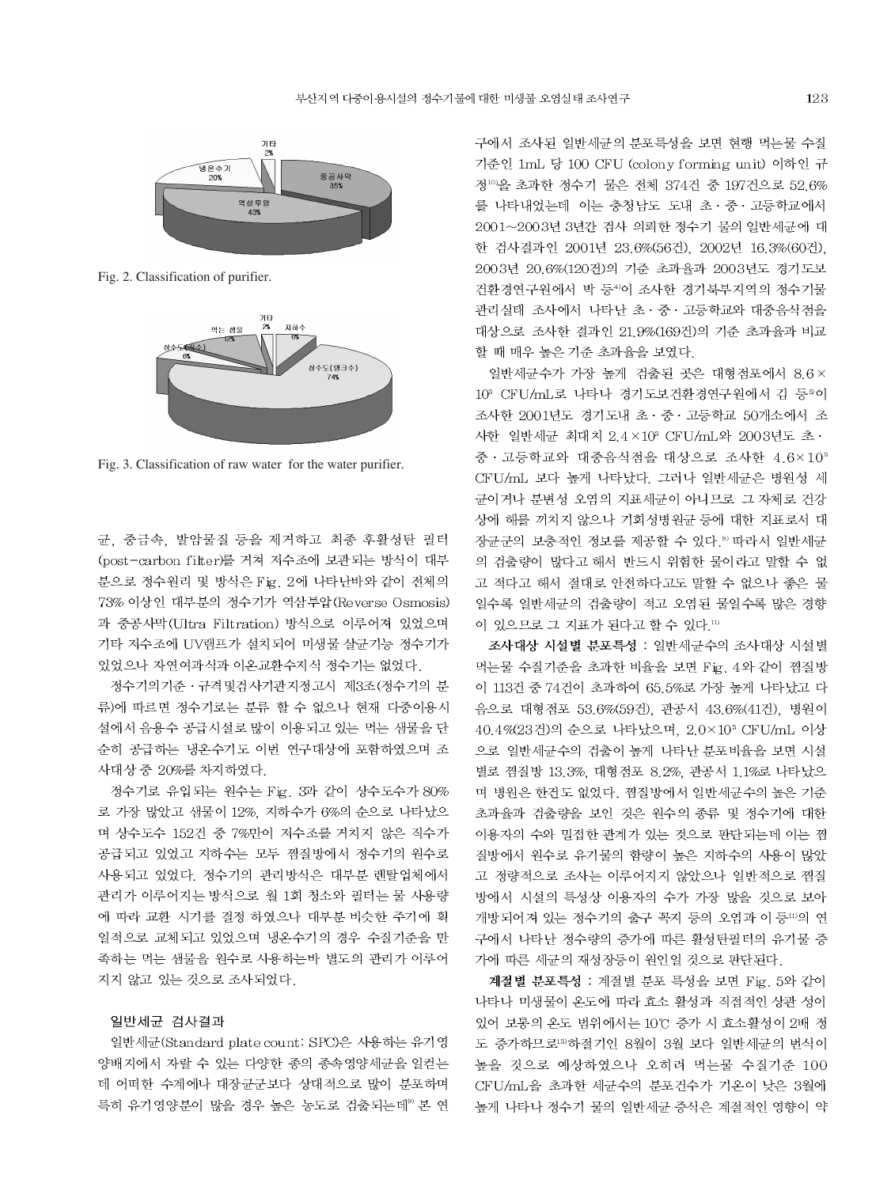Fig. 2. Classification of purifier.

Fig. 3. Classification of raw water for the water purifier.

균, 중금속, 발암물질 등을 제거하고 최종 후활성탄 필터(post-carbon filter)를 거쳐 저수조에 보관되는 방식이 대부분으로 정수원리 및 방식은 Fig. 2에 나타난바와 같이 전체의 73% 이상인 대부분의 정수기가 역삼투압(Reverse Osmosis)과 중공사막(Ultra Filtration) 방식으로 이루어져 있었으며 기타 저수조에 UV램프가 설치되어 미생물 살균기능 정수기가 있었으나 자연여과식과 이온교환수지식 정수기는 없었다.

정수기의기준 · 규격및검사기관지정고시 제3조(정수기의 분류)에 따르면 정수기로는 분류 할 수 없으나 현재 다중이용시설에서 음용수 공급시설로 많이 이용되고 있는 먹는 샘물을 단순히 공급하는 냉온수기도 이번 연구대상에 포함하였으며 조사대상 중 20%를 차지하였다.

정수기로 유입되는 원수는 Fig. 3과 같이 상수도수가 80%로 가장 많았고 샘물이 12%, 지하수가 6%의 순으로 나타났으며 상수도수 152건 중 7%만이 저수조를 거치지 않은 직수가 공급되고 있었고 지하수는 모두 찜질방에서 정수기의 원수로 사용되고 있었다. 정수기의 관리방식은 대부분 렌탈업체에서 관리가 이루어지는 방식으로 월 1회 청소와 필터는 물 사용량에 따라 교환 시기를 결정 하였으나 대부분 비슷한 주기에 획일적으로 교체되고 있었으며 냉온수기의 경우 수질기준을 만족하는 먹는 샘물을 원수로 사용하는바 별도의 관리가 이루어지지 않고 있는 것으로 조사되었다.

### 일반세균 검사결과

일반세균(Standard plate count: SPC)은 사용하는 유기영양배지에서 자랄 수 있는 다양한 종의 종속영양세균을 일컫는데 어떠한 수계에나 대장균군보다 상대적으로 많이 분포하며 특히 유기영양분이 많을 경우 높은 농도로 검출되는데[8] 본 연구에서 조사된 일반세균의 분포특성을 보면 현행 먹는물 수질기준인 1mL 당 100 CFU (colony forming unit) 이하인 규정[10]을 초과한 정수기 물은 전체 374건 중 197건으로 52.6%를 나타내었는데 이는 충청남도 도내 초 · 중 · 고등학교에서 2001~2003년 3년간 검사 의뢰한 정수기 물의 일반세균에 대한 검사결과인 2001년 23.6%(56건), 2002년 16.3%(60건), 2003년 20.6%(120건)의 기준 초과율과 2003년도 경기도보건환경연구원에서 박 등[4]이 조사한 경기북부지역의 정수기물 관리실태 조사에서 나타난 초 · 중 · 고등학교와 대중음식점을 대상으로 조사한 결과인 21.9%(169건)의 기준 초과율과 비교할 때 매우 높은 기준 초과율을 보였다.

일반세균수가 가장 높게 검출된 곳은 대형점포에서 $8.6\times10^3$ CFU/mL로 나타나 경기도보건환경연구원에서 김 등[5]이 조사한 2001년도 경기도내 초 · 중 · 고등학교 50개소에서 조사한 일반세균 최대치 $2.4\times10^3$ CFU/mL와 2003년도 초 · 중 · 고등학교와 대중음식점을 대상으로 조사한 $4.6\times10^3$ CFU/mL 보다 높게 나타났다. 그러나 일반세균은 병원성 세균이거나 분변성 오염의 지표세균이 아니므로 그 자체로 건강상에 해를 끼치지 않으나 기회성병원균 등에 대한 지표로서 대장균군의 보충적인 정보를 제공할 수 있다.[9] 따라서 일반세균의 검출량이 많다고 해서 반드시 위험한 물이라고 말할 수 없고 적다고 해서 절대로 안전하다고도 말할 수 없으나 좋은 물일수록 일반세균의 검출량이 적고 오염된 물일수록 많은 경향이 있으므로 그 지표가 된다고 할 수 있다.[11]

**조사대상 시설별 분포특성** : 일반세균수의 조사대상 시설별 먹는물 수질기준을 초과한 비율을 보면 Fig. 4와 같이 찜질방이 113건 중 74건이 초과하여 65.5%로 가장 높게 나타났고 다음으로 대형점포 53.6%(59건), 관공서 43.6%(41건), 병원이 40.4%(23건)의 순으로 나타났으며, $2.0\times10^3$ CFU/mL 이상으로 일반세균수의 검출이 높게 나타난 분포비율을 보면 시설별로 찜질방 13.3%, 대형점포 8.2%, 관공서 1.1%로 나타났으며 병원은 한건도 없었다. 찜질방에서 일반세균수의 높은 기준 초과율과 검출량을 보인 것은 원수의 종류 및 정수기에 대한 이용자의 수와 밀접한 관계가 있는 것으로 판단되는데 이는 찜질방에서 원수로 유기물의 함량이 높은 지하수의 사용이 많았고 정량적으로 조사는 이루어지지 않았으나 일반적으로 찜질방에서 시설의 특성상 이용자의 수가 가장 많을 것으로 보아 개방되어져 있는 정수기의 출구 꼭지 등의 오염과 이 등[11]의 연구에서 나타난 정수량의 증가에 따른 활성탄필터의 유기물 증가에 따른 세균의 재성장등이 원인일 것으로 판단된다.

**계절별 분포특성** : 계절별 분포 특성을 보면 Fig. 5와 같이 나타나 미생물이 온도에 따라 효소 활성과 직접적인 상관 성이 있어 보통의 온도 범위에서는 10℃ 증가 시 효소활성이 2배 정도 증가하므로[13]하절기인 8월이 3월 보다 일반세균의 번식이 높을 것으로 예상하였으나 오히려 먹는물 수질기준 100 CFU/mL을 초과한 세균수의 분포건수가 기온이 낮은 3월에 높게 나타나 정수기 물의 일반세균 증식은 계절적인 영향이 약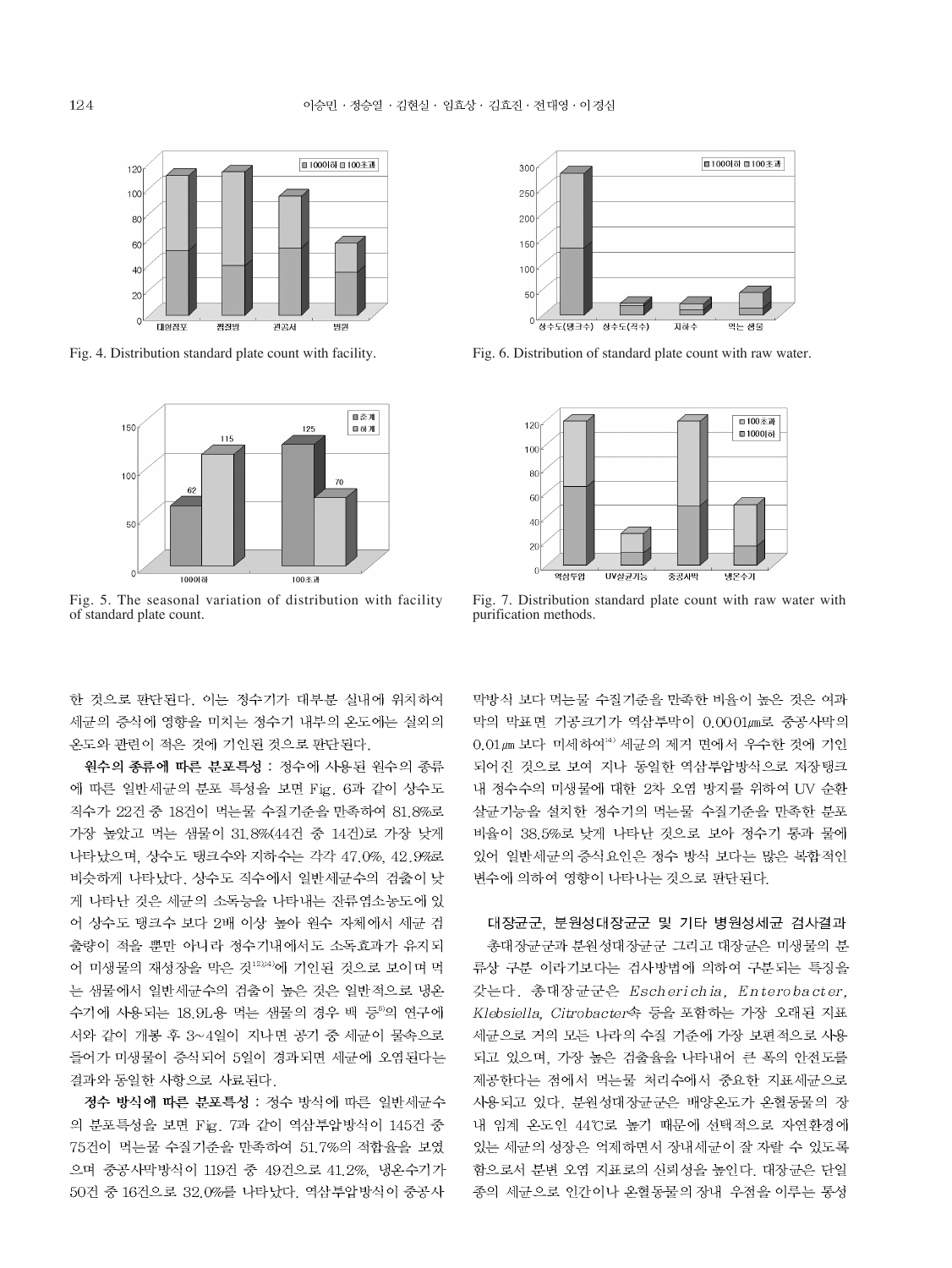Fig. 4. Distribution standard plate count with facility.

Fig. 6. Distribution of standard plate count with raw water.

Fig. 5. The seasonal variation of distribution with facility of standard plate count.

Fig. 7. Distribution standard plate count with raw water with purification methods.

한 것으로 판단된다. 이는 정수기가 대부분 실내에 위치하여 세균의 증식에 영향을 미치는 정수기 내부의 온도에는 실외의 온도와 관련이 적은 것에 기인된 것으로 판단된다.

**원수의 종류에 따른 분포특성** : 정수에 사용된 원수의 종류에 따른 일반세균의 분포 특성을 보면 Fig. 6과 같이 상수도 직수가 22건 중 18건이 먹는물 수질기준을 만족하여 81.8%로 가장 높았고 먹는 샘물이 31.8%(44건 중 14건)로 가장 낮게 나타났으며, 상수도 탱크수와 지하수는 각각 47.0%, 42.9%로 비슷하게 나타났다. 상수도 직수에서 일반세균수의 검출이 낮게 나타난 것은 세균의 소독능을 나타내는 잔류염소농도에 있어 상수도 탱크수 보다 2배 이상 높아 원수 자체에서 세균 검출량이 적을 뿐만 아니라 정수기내에서도 소독효과가 유지되어 미생물의 재성장을 막은 것[12,14]에 기인된 것으로 보이며 먹는 샘물에서 일반세균수의 검출이 높은 것은 일반적으로 냉온수기에 사용되는 18.9L용 먹는 샘물의 경우 백 등[8]의 연구에서와 같이 개봉 후 3~4일이 지나면 공기 중 세균이 물속으로 들어가 미생물이 증식되어 5일이 경과되면 세균에 오염된다는 결과와 동일한 사항으로 사료된다.

**정수 방식에 따른 분포특성** : 정수 방식에 따른 일반세균수의 분포특성을 보면 Fig. 7과 같이 역삼투압방식이 145건 중 75건이 먹는물 수질기준을 만족하여 51.7%의 적합율을 보였으며 중공사막방식이 119건 중 49건으로 41.2%, 냉온수기가 50건 중 16건으로 32.0%를 나타났다. 역삼투압방식이 중공사막방식 보다 먹는물 수질기준을 만족한 비율이 높은 것은 여과막의 막표면 기공크기가 역삼투막이 0.0001㎛로 중공사막의 0.01㎛ 보다 미세하여[14] 세균의 제거 면에서 우수한 것에 기인되어진 것으로 보여 지나 동일한 역삼투압방식으로 저장탱크 내 정수수의 미생물에 대한 2차 오염 방지를 위하여 UV 순환 살균기능을 설치한 정수기의 먹는물 수질기준을 만족한 분포 비율이 38.5%로 낮게 나타난 것으로 보아 정수기 통과 물에 있어 일반세균의 증식요인은 정수 방식 보다는 많은 복합적인 변수에 의하여 영향이 나타나는 것으로 판단된다.

### 대장균군, 분원성대장균군 및 기타 병원성세균 검사결과

총대장균군과 분원성대장균군 그리고 대장균은 미생물의 분류상 구분 이라기보다는 검사방법에 의하여 구분되는 특징을 갖는다. 총대장균군은 *Escherichia*, *Enterobacter*, *Klebsiella*, *Citrobacter*속 등을 포함하는 가장 오래된 지표세균으로 거의 모든 나라의 수질 기준에 가장 보편적으로 사용되고 있으며, 가장 높은 검출율을 나타내어 큰 폭의 안전도를 제공한다는 점에서 먹는물 처리수에서 중요한 지표세균으로 사용되고 있다. 분원성대장균군은 배양온도가 온혈동물의 장내 임계 온도인 44℃로 높기 때문에 선택적으로 자연환경에 있는 세균의 성장은 억제하면서 장내세균이 잘 자랄 수 있도록 함으로서 분변 오염 지표로의 신뢰성을 높인다. 대장균은 단일종의 세균으로 인간이나 온혈동물의 장내 우점을 이루는 통성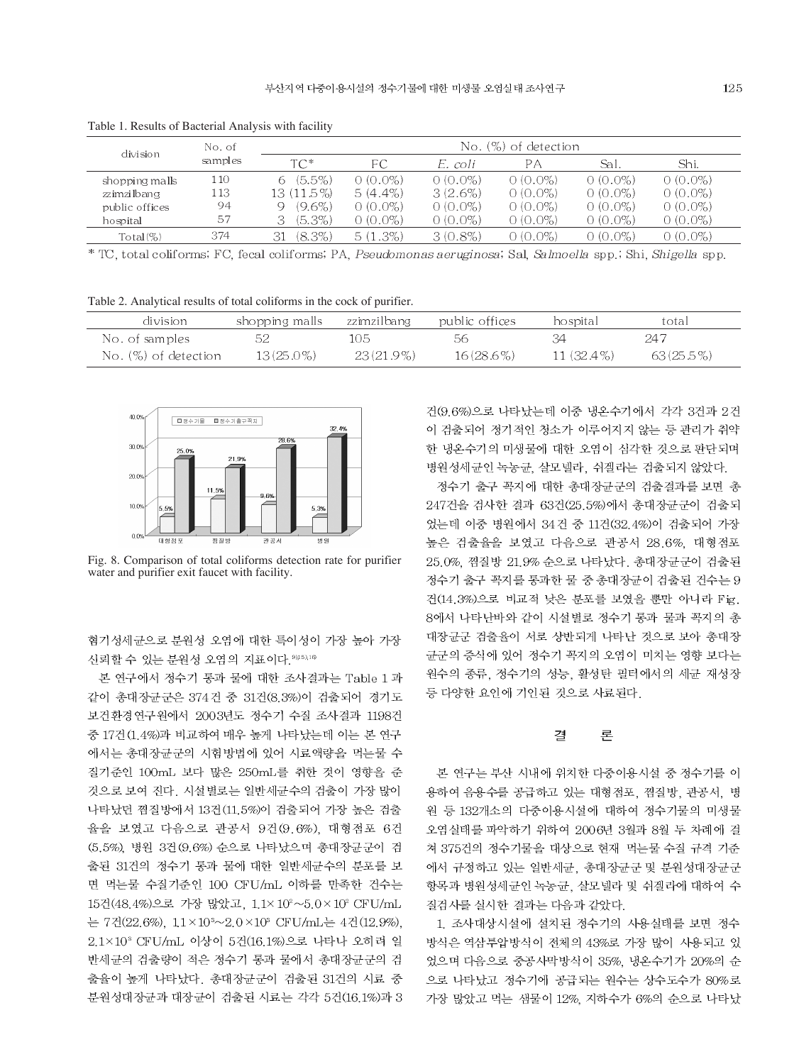Table 1. Results of Bacterial Analysis with facility

| division | No. of samples | No. (%) of detection | | | | | |
|---|---|---|---|---|---|---|---|
| | | TC* | FC | *E. coli* | PA | Sal. | Shi. |
| shopping malls | 110 | 6 (5.5%) | 0 (0.0%) | 0 (0.0%) | 0 (0.0%) | 0 (0.0%) | 0 (0.0%) |
| zzimzilbang | 113 | 13 (11.5%) | 5 (4.4%) | 3 (2.6%) | 0 (0.0%) | 0 (0.0%) | 0 (0.0%) |
| public offices | 94 | 9 (9.6%) | 0 (0.0%) | 0 (0.0%) | 0 (0.0%) | 0 (0.0%) | 0 (0.0%) |
| hospital | 57 | 3 (5.3%) | 0 (0.0%) | 0 (0.0%) | 0 (0.0%) | 0 (0.0%) | 0 (0.0%) |
| Total(%) | 374 | 31 (8.3%) | 5 (1.3%) | 3 (0.8%) | 0 (0.0%) | 0 (0.0%) | 0 (0.0%) |

* TC, total coliforms; FC, fecal coliforms; PA, *Pseudomonas aeruginosa*; Sal, *Salmoella* spp.; Shi, *Shigella* spp.

Table 2. Analytical results of total coliforms in the cock of purifier.

| division | shopping malls | zzimzilbang | public offices | hospital | total |
|---|---|---|---|---|---|
| No. of samples | 52 | 105 | 56 | 34 | 247 |
| No. (%) of detection | 13(25.0%) | 23(21.9%) | 16(28.6%) | 11 (32.4%) | 63(25.5%) |

Fig. 8. Comparison of total coliforms detection rate for purifier water and purifier exit faucet with facility.

혐기성세균으로 분원성 오염에 대한 특이성이 가장 높아 가장 신뢰할 수 있는 분원성 오염의 지표이다.[9,15,16]

본 연구에서 정수기 통과 물에 대한 조사결과는 Table 1과 같이 총대장균군은 374건 중 31건(8.3%)이 검출되어 경기도 보건환경연구원에서 2003년도 정수기 수질 조사결과 1198건 중 17건(1.4%)과 비교하여 매우 높게 나타났는데 이는 본 연구에서는 총대장균군의 시험방법에 있어 시료액량을 먹는물 수질기준인 100mL 보다 많은 250mL를 취한 것이 영향을 준 것으로 보여 진다. 시설별로는 일반세균수의 검출이 가장 많이 나타났던 찜질방에서 13건(11.5%)이 검출되어 가장 높은 검출율을 보였고 다음으로 관공서 9건(9.6%), 대형점포 6건(5.5%), 병원 3건(9.6%) 순으로 나타났으며 총대장균군이 검출된 31건의 정수기 통과 물에 대한 일반세균수의 분포를 보면 먹는물 수질기준인 100 CFU/mL 이하를 만족한 건수는 15건(48.4%)으로 가장 많았고, $1.1\times10^2\sim5.0\times10^2$ CFU/mL는 7건(22.6%), $1.1\times10^3\sim2.0\times10^3$ CFU/mL는 4건(12.9%), $2.1\times10^3$ CFU/mL 이상이 5건(16.1%)으로 나타나 오히려 일반세균의 검출량이 적은 정수기 통과 물에서 총대장균군의 검출율이 높게 나타났다. 총대장균군이 검출된 31건의 시료 중 분원성대장균군과 대장균이 검출된 시료는 각각 5건(16.1%)과 3건(9.6%)으로 나타났는데 이중 냉온수기에서 각각 3건과 2건이 검출되어 정기적인 청소가 이루어지지 않는 등 관리가 취약한 냉온수기의 미생물에 대한 오염이 심각한 것으로 판단되며 병원성세균인 녹농균, 살모넬라, 쉬겔라는 검출되지 않았다.

정수기 출구 꼭지에 대한 총대장균군의 검출결과를 보면 총 247건을 검사한 결과 63건(25.5%)에서 총대장균군이 검출되었는데 이중 병원에서 34건 중 11건(32.4%)이 검출되어 가장 높은 검출율을 보였고 다음으로 관공서 28.6%, 대형점포 25.0%, 찜질방 21.9% 순으로 나타났다. 총대장균군이 검출된 정수기 출구 꼭지를 통과한 물 중 총대장균군이 검출된 건수는 9건(14.3%)으로 비교적 낮은 분포를 보였을 뿐만 아니라 Fig. 8에서 나타난바와 같이 시설별로 정수기 통과 물과 꼭지의 총대장균군 검출율이 서로 상반되게 나타난 것으로 보아 총대장균군의 증식에 있어 정수기 꼭지의 오염이 미치는 영향 보다는 원수의 종류, 정수기의 성능, 활성탄 필터에서의 세균 재성장 등 다양한 요인에 기인된 것으로 사료된다.

## 결 론

본 연구는 부산 시내에 위치한 다중이용시설 중 정수기를 이용하여 음용수를 공급하고 있는 대형점포, 찜질방, 관공서, 병원 등 132개소의 다중이용시설에 대하여 정수기물의 미생물 오염실태를 파악하기 위하여 2006년 3월과 8월 두 차례에 걸쳐 375건의 정수기물을 대상으로 현재 먹는물 수질 규격 기준에서 규정하고 있는 일반세균, 총대장균군 및 분원성대장균군 항목과 병원성세균인 녹농균, 살모넬라 및 쉬겔라에 대하여 수질검사를 실시한 결과는 다음과 같았다.

1. 조사대상시설에 설치된 정수기의 사용실태를 보면 정수방식은 역삼투압방식이 전체의 43%로 가장 많이 사용되고 있었으며 다음으로 중공사막방식이 35%, 냉온수기가 20%의 순으로 나타났고 정수기에 공급되는 원수는 상수도수가 80%로 가장 많았고 먹는 샘물이 12%, 지하수가 6%의 순으로 나타났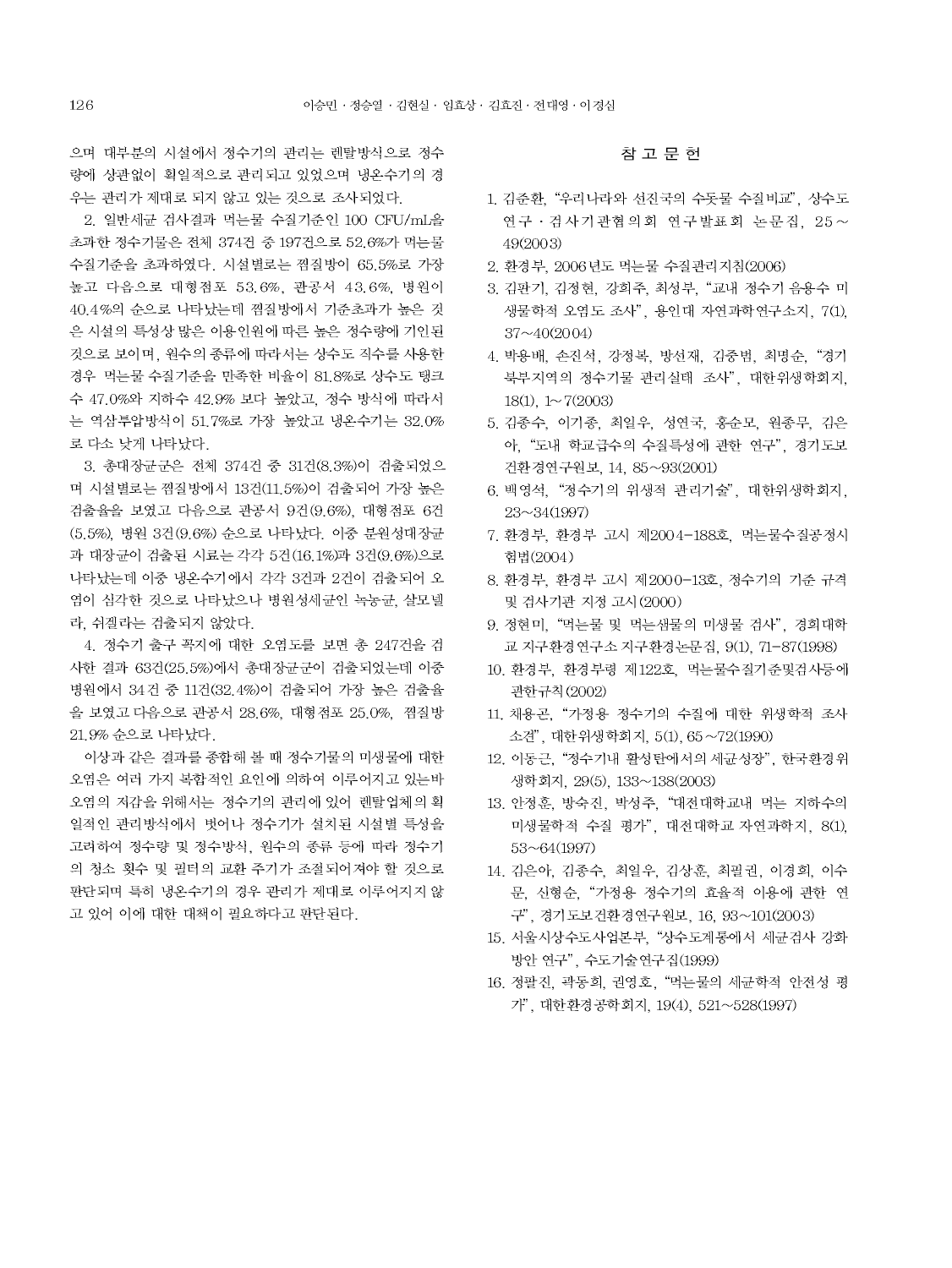으며 대부분의 시설에서 정수기의 관리는 렌탈방식으로 정수량에 상관없이 획일적으로 관리되고 있었으며 냉온수기의 경우는 관리가 제대로 되지 않고 있는 것으로 조사되었다.

2. 일반세균 검사결과 먹는물 수질기준인 100 CFU/mL을 초과한 정수기물은 전체 374건 중 197건으로 52.6%가 먹는물 수질기준을 초과하였다. 시설별로는 찜질방이 65.5%로 가장 높고 다음으로 대형점포 53.6%, 관공서 43.6%, 병원이 40.4%의 순으로 나타났는데 찜질방에서 기준초과가 높은 것은 시설의 특성상 많은 이용인원에 따른 높은 정수량에 기인된 것으로 보이며, 원수의 종류에 따라서는 상수도 직수를 사용한 경우 먹는물 수질기준을 만족한 비율이 81.8%로 상수도 탱크수 47.0%와 지하수 42.9% 보다 높았고, 정수 방식에 따라서는 역삼투압방식이 51.7%로 가장 높았고 냉온수기는 32.0%로 다소 낮게 나타났다.

3. 총대장균군은 전체 374건 중 31건(8.3%)이 검출되었으며 시설별로는 찜질방에서 13건(11.5%)이 검출되어 가장 높은 검출율을 보였고 다음으로 관공서 9건(9.6%), 대형점포 6건(5.5%), 병원 3건(9.6%) 순으로 나타났다. 이중 분원성대장균과 대장균이 검출된 시료는 각각 5건(16.1%)과 3건(9.6%)으로 나타났는데 이중 냉온수기에서 각각 3건과 2건이 검출되어 오염이 심각한 것으로 나타났으나 병원성세균인 녹농균, 살모넬라, 쉬겔라는 검출되지 않았다.

4. 정수기 출구 꼭지에 대한 오염도를 보면 총 247건을 검사한 결과 63건(25.5%)에서 총대장균군이 검출되었는데 이중 병원에서 34건 중 11건(32.4%)이 검출되어 가장 높은 검출율을 보였고 다음으로 관공서 28.6%, 대형점포 25.0%, 찜질방 21.9% 순으로 나타났다.

이상과 같은 결과를 종합해 볼 때 정수기물의 미생물에 대한 오염은 여러 가지 복합적인 요인에 의하여 이루어지고 있는바 오염의 저감을 위해서는 정수기의 관리에 있어 렌탈업체의 획일적인 관리방식에서 벗어나 정수기가 설치된 시설별 특성을 고려하여 정수량 및 정수방식, 원수의 종류 등에 따라 정수기의 청소 횟수 및 필터의 교환 주기가 조절되어져야 할 것으로 판단되며 특히 냉온수기의 경우 관리가 제대로 이루어지지 않고 있어 이에 대한 대책이 필요하다고 판단된다.

## 참 고 문 헌

1. 김준환, "우리나라와 선진국의 수돗물 수질비교", 상수도연구 · 검사기관협의회 연구발표회 논문집, 25~49(2003)
2. 환경부, 2006년도 먹는물 수질관리지침(2006)
3. 김판기, 김정현, 강희주, 최성부, "교내 정수기 음용수 미생물학적 오염도 조사", 용인대 자연과학연구소지, 7(1), 37~40(2004)
4. 박용배, 손진석, 강정복, 방선재, 김중범, 최명순, "경기북부지역의 정수기물 관리실태 조사", 대한위생학회지, 18(1), 1~7(2003)
5. 김종수, 이기종, 최일우, 성연국, 홍순모, 원종무, 김은아, "도내 학교급수의 수질특성에 관한 연구", 경기도보건환경연구원보, 14, 85~93(2001)
6. 백영석, "정수기의 위생적 관리기술", 대한위생학회지, 23~34(1997)
7. 환경부, 환경부 고시 제2004-188호, 먹는물수질공정시험법(2004)
8. 환경부, 환경부 고시 제2000-13호, 정수기의 기준 규격 및 검사기관 지정 고시(2000)
9. 정현미, "먹는물 및 먹는샘물의 미생물 검사", 경희대학교 지구환경연구소 지구환경논문집, 9(1), 71-87(1998)
10. 환경부, 환경부령 제122호, 먹는물수질기준및검사등에 관한규칙(2002)
11. 채용곤, "가정용 정수기의 수질에 대한 위생학적 조사 소견", 대한위생학회지, 5(1), 65~72(1990)
12. 이동근, "정수기내 활성탄에서의 세균성장", 한국환경위생학회지, 29(5), 133~138(2003)
13. 안정훈, 방숙진, 박성주, "대전대학교내 먹는 지하수의 미생물학적 수질 평가", 대전대학교 자연과학지, 8(1), 53~64(1997)
14. 김은아, 김종수, 최일우, 김상훈, 최필권, 이경희, 이수문, 신형순, "가정용 정수기의 효율적 이용에 관한 연구", 경기도보건환경연구원보, 16, 93~101(2003)
15. 서울시상수도사업본부, "상수도계통에서 세균검사 강화 방안 연구", 수도기술연구집(1999)
16. 정팔진, 곽동희, 권영호, "먹는물의 세균학적 안전성 평가", 대한환경공학회지, 19(4), 521~528(1997)